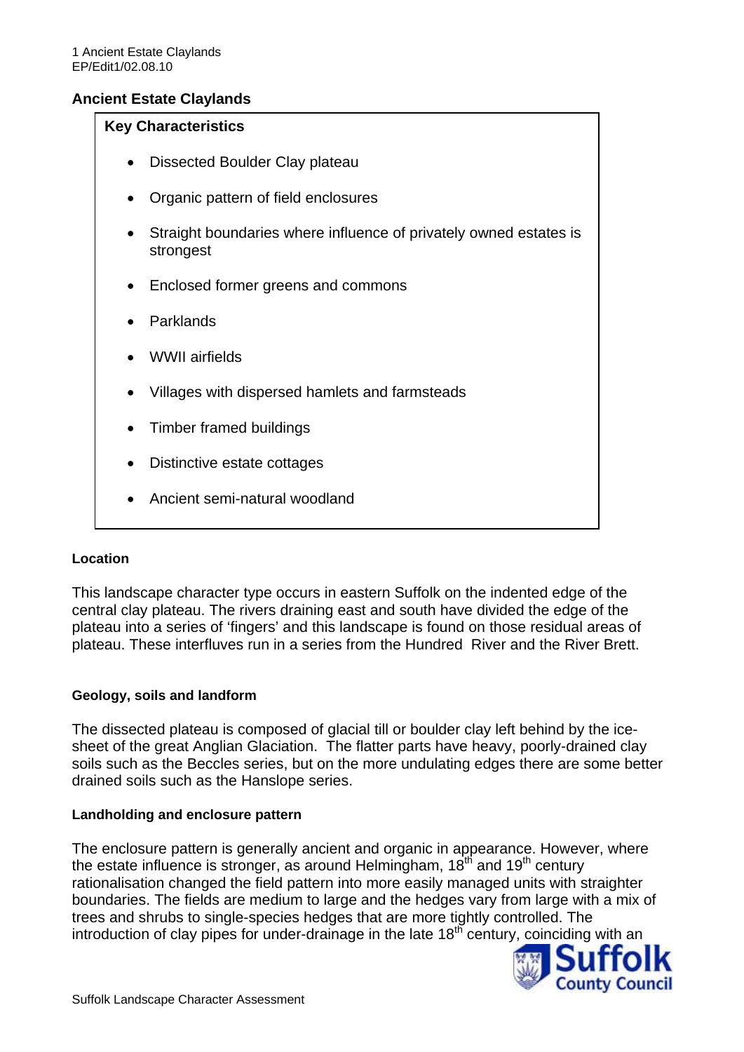1 Ancient Estate Claylands
EP/Edit1/02.08.10

## Ancient Estate Claylands

**Key Characteristics**

- Dissected Boulder Clay plateau
- Organic pattern of field enclosures
- Straight boundaries where influence of privately owned estates is strongest
- Enclosed former greens and commons
- Parklands
- WWII airfields
- Villages with dispersed hamlets and farmsteads
- Timber framed buildings
- Distinctive estate cottages
- Ancient semi-natural woodland

### Location

This landscape character type occurs in eastern Suffolk on the indented edge of the central clay plateau. The rivers draining east and south have divided the edge of the plateau into a series of 'fingers' and this landscape is found on those residual areas of plateau. These interfluves run in a series from the Hundred River and the River Brett.

### Geology, soils and landform

The dissected plateau is composed of glacial till or boulder clay left behind by the ice-sheet of the great Anglian Glaciation. The flatter parts have heavy, poorly-drained clay soils such as the Beccles series, but on the more undulating edges there are some better drained soils such as the Hanslope series.

### Landholding and enclosure pattern

The enclosure pattern is generally ancient and organic in appearance. However, where the estate influence is stronger, as around Helmingham, 18th and 19th century rationalisation changed the field pattern into more easily managed units with straighter boundaries. The fields are medium to large and the hedges vary from large with a mix of trees and shrubs to single-species hedges that are more tightly controlled. The introduction of clay pipes for under-drainage in the late 18th century, coinciding with an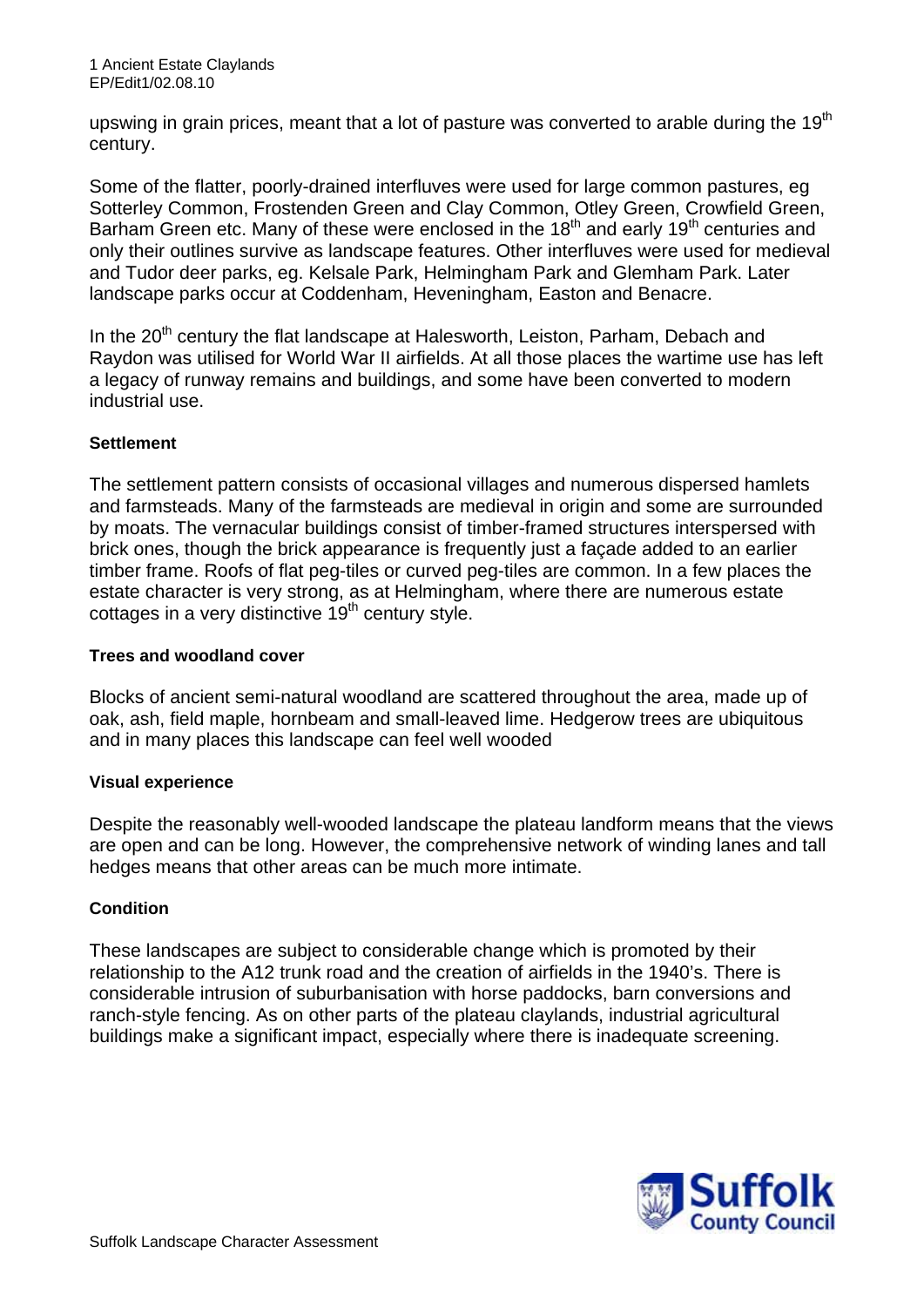upswing in grain prices, meant that a lot of pasture was converted to arable during the 19th century.

Some of the flatter, poorly-drained interfluves were used for large common pastures, eg Sotterley Common, Frostenden Green and Clay Common, Otley Green, Crowfield Green, Barham Green etc. Many of these were enclosed in the 18th and early 19th centuries and only their outlines survive as landscape features. Other interfluves were used for medieval and Tudor deer parks, eg. Kelsale Park, Helmingham Park and Glemham Park. Later landscape parks occur at Coddenham, Heveningham, Easton and Benacre.

In the 20th century the flat landscape at Halesworth, Leiston, Parham, Debach and Raydon was utilised for World War II airfields. At all those places the wartime use has left a legacy of runway remains and buildings, and some have been converted to modern industrial use.

**Settlement**

The settlement pattern consists of occasional villages and numerous dispersed hamlets and farmsteads. Many of the farmsteads are medieval in origin and some are surrounded by moats. The vernacular buildings consist of timber-framed structures interspersed with brick ones, though the brick appearance is frequently just a façade added to an earlier timber frame. Roofs of flat peg-tiles or curved peg-tiles are common. In a few places the estate character is very strong, as at Helmingham, where there are numerous estate cottages in a very distinctive 19th century style.

**Trees and woodland cover**

Blocks of ancient semi-natural woodland are scattered throughout the area, made up of oak, ash, field maple, hornbeam and small-leaved lime. Hedgerow trees are ubiquitous and in many places this landscape can feel well wooded

**Visual experience**

Despite the reasonably well-wooded landscape the plateau landform means that the views are open and can be long. However, the comprehensive network of winding lanes and tall hedges means that other areas can be much more intimate.

**Condition**

These landscapes are subject to considerable change which is promoted by their relationship to the A12 trunk road and the creation of airfields in the 1940's. There is considerable intrusion of suburbanisation with horse paddocks, barn conversions and ranch-style fencing. As on other parts of the plateau claylands, industrial agricultural buildings make a significant impact, especially where there is inadequate screening.